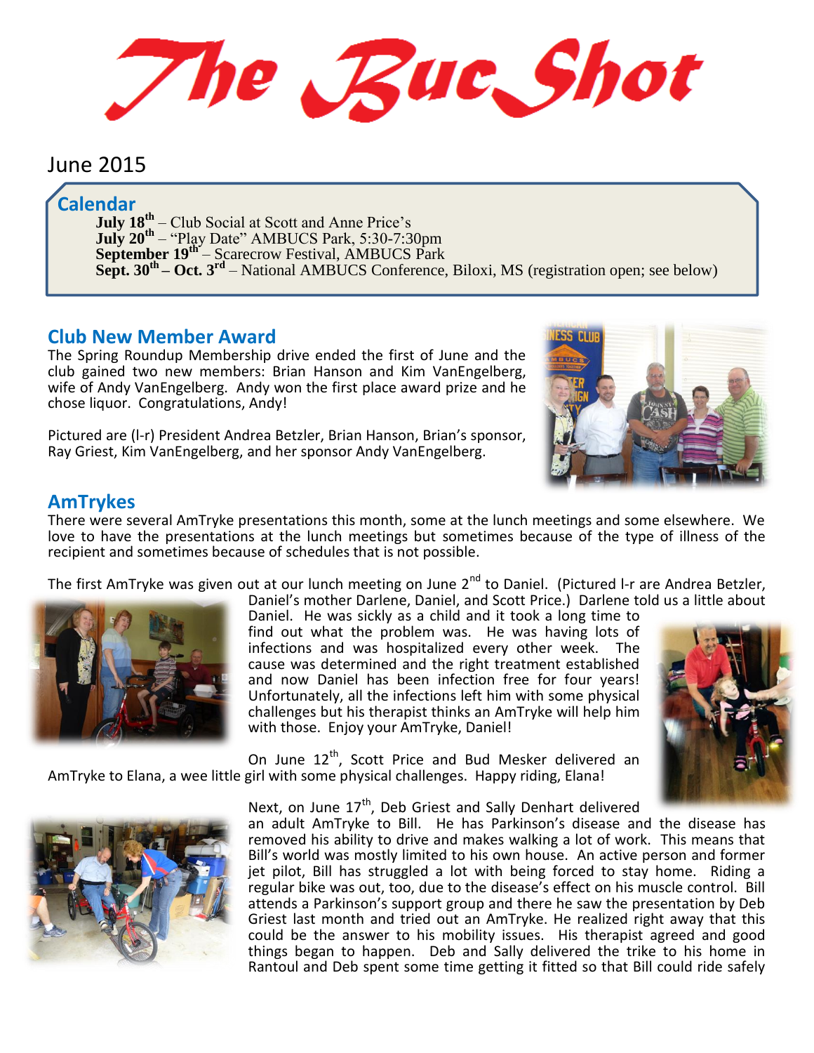# The Buc Shot

June 2015

## Calendar

**July 18th** – Club Social at Scott and Anne Price's
**July 20th** – "Play Date" AMBUCS Park, 5:30-7:30pm
**September 19th** – Scarecrow Festival, AMBUCS Park
**Sept. 30th – Oct. 3rd** – National AMBUCS Conference, Biloxi, MS (registration open; see below)

## Club New Member Award

The Spring Roundup Membership drive ended the first of June and the club gained two new members: Brian Hanson and Kim VanEngelberg, wife of Andy VanEngelberg. Andy won the first place award prize and he chose liquor. Congratulations, Andy!

Pictured are (l-r) President Andrea Betzler, Brian Hanson, Brian's sponsor, Ray Griest, Kim VanEngelberg, and her sponsor Andy VanEngelberg.

## AmTrykes

There were several AmTryke presentations this month, some at the lunch meetings and some elsewhere. We love to have the presentations at the lunch meetings but sometimes because of the type of illness of the recipient and sometimes because of schedules that is not possible.

The first AmTryke was given out at our lunch meeting on June 2nd to Daniel. (Pictured l-r are Andrea Betzler, Daniel's mother Darlene, Daniel, and Scott Price.) Darlene told us a little about Daniel. He was sickly as a child and it took a long time to find out what the problem was. He was having lots of infections and was hospitalized every other week. The cause was determined and the right treatment established and now Daniel has been infection free for four years! Unfortunately, all the infections left him with some physical challenges but his therapist thinks an AmTryke will help him with those. Enjoy your AmTryke, Daniel!

On June 12th, Scott Price and Bud Mesker delivered an AmTryke to Elana, a wee little girl with some physical challenges. Happy riding, Elana!

Next, on June 17th, Deb Griest and Sally Denhart delivered an adult AmTryke to Bill. He has Parkinson's disease and the disease has removed his ability to drive and makes walking a lot of work. This means that Bill's world was mostly limited to his own house. An active person and former jet pilot, Bill has struggled a lot with being forced to stay home. Riding a regular bike was out, too, due to the disease's effect on his muscle control. Bill attends a Parkinson's support group and there he saw the presentation by Deb Griest last month and tried out an AmTryke. He realized right away that this could be the answer to his mobility issues. His therapist agreed and good things began to happen. Deb and Sally delivered the trike to his home in Rantoul and Deb spent some time getting it fitted so that Bill could ride safely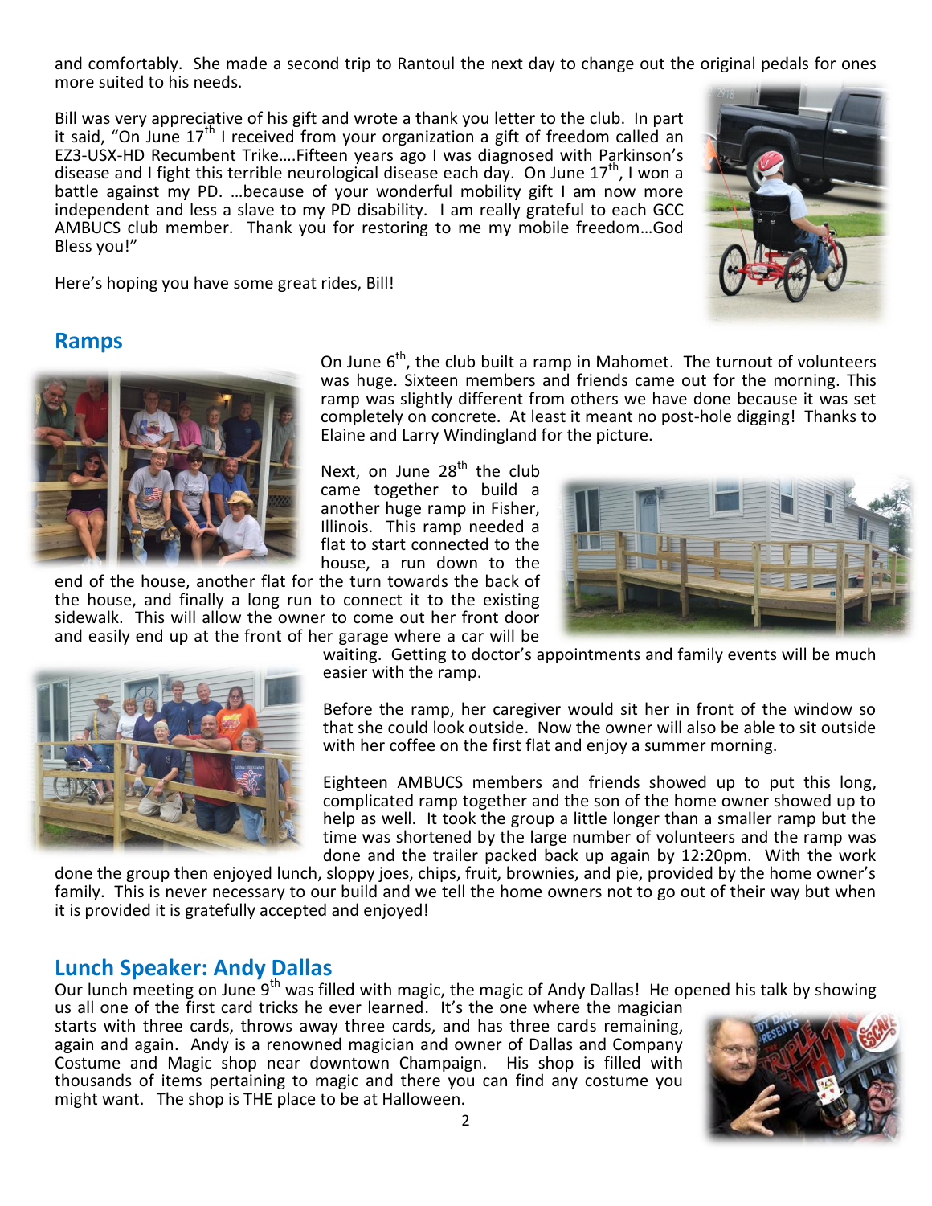and comfortably. She made a second trip to Rantoul the next day to change out the original pedals for ones more suited to his needs.

Bill was very appreciative of his gift and wrote a thank you letter to the club. In part it said, "On June 17th I received from your organization a gift of freedom called an EZ3-USX-HD Recumbent Trike….Fifteen years ago I was diagnosed with Parkinson's disease and I fight this terrible neurological disease each day. On June 17th, I won a battle against my PD. …because of your wonderful mobility gift I am now more independent and less a slave to my PD disability. I am really grateful to each GCC AMBUCS club member. Thank you for restoring to me my mobile freedom…God Bless you!"

Here's hoping you have some great rides, Bill!

## Ramps

On June 6th, the club built a ramp in Mahomet. The turnout of volunteers was huge. Sixteen members and friends came out for the morning. This ramp was slightly different from others we have done because it was set completely on concrete. At least it meant no post-hole digging! Thanks to Elaine and Larry Windingland for the picture.

Next, on June 28th the club came together to build a another huge ramp in Fisher, Illinois. This ramp needed a flat to start connected to the house, a run down to the end of the house, another flat for the turn towards the back of the house, and finally a long run to connect it to the existing sidewalk. This will allow the owner to come out her front door and easily end up at the front of her garage where a car will be waiting. Getting to doctor's appointments and family events will be much easier with the ramp.

Before the ramp, her caregiver would sit her in front of the window so that she could look outside. Now the owner will also be able to sit outside with her coffee on the first flat and enjoy a summer morning.

Eighteen AMBUCS members and friends showed up to put this long, complicated ramp together and the son of the home owner showed up to help as well. It took the group a little longer than a smaller ramp but the time was shortened by the large number of volunteers and the ramp was done and the trailer packed back up again by 12:20pm. With the work done the group then enjoyed lunch, sloppy joes, chips, fruit, brownies, and pie, provided by the home owner's family. This is never necessary to our build and we tell the home owners not to go out of their way but when it is provided it is gratefully accepted and enjoyed!

## Lunch Speaker: Andy Dallas

Our lunch meeting on June 9th was filled with magic, the magic of Andy Dallas! He opened his talk by showing us all one of the first card tricks he ever learned. It's the one where the magician starts with three cards, throws away three cards, and has three cards remaining, again and again. Andy is a renowned magician and owner of Dallas and Company Costume and Magic shop near downtown Champaign. His shop is filled with thousands of items pertaining to magic and there you can find any costume you might want. The shop is THE place to be at Halloween.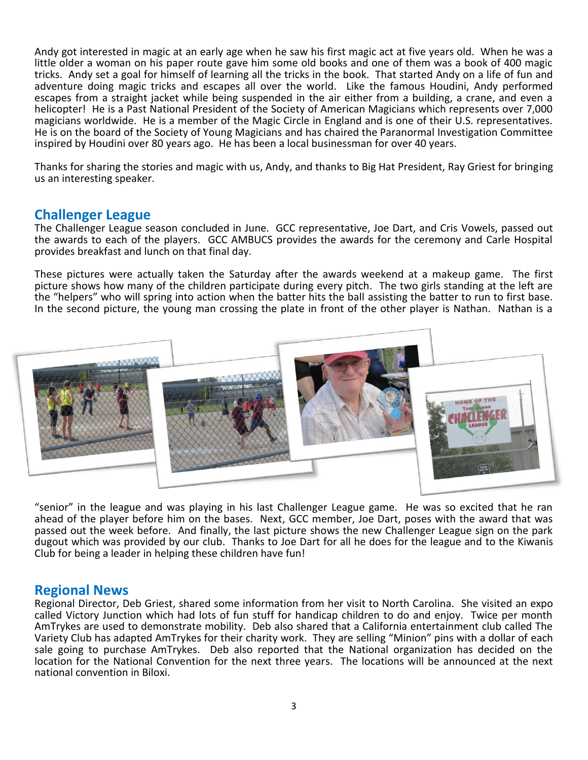Andy got interested in magic at an early age when he saw his first magic act at five years old. When he was a little older a woman on his paper route gave him some old books and one of them was a book of 400 magic tricks. Andy set a goal for himself of learning all the tricks in the book. That started Andy on a life of fun and adventure doing magic tricks and escapes all over the world. Like the famous Houdini, Andy performed escapes from a straight jacket while being suspended in the air either from a building, a crane, and even a helicopter! He is a Past National President of the Society of American Magicians which represents over 7,000 magicians worldwide. He is a member of the Magic Circle in England and is one of their U.S. representatives. He is on the board of the Society of Young Magicians and has chaired the Paranormal Investigation Committee inspired by Houdini over 80 years ago. He has been a local businessman for over 40 years.

Thanks for sharing the stories and magic with us, Andy, and thanks to Big Hat President, Ray Griest for bringing us an interesting speaker.

## Challenger League

The Challenger League season concluded in June. GCC representative, Joe Dart, and Cris Vowels, passed out the awards to each of the players. GCC AMBUCS provides the awards for the ceremony and Carle Hospital provides breakfast and lunch on that final day.

These pictures were actually taken the Saturday after the awards weekend at a makeup game. The first picture shows how many of the children participate during every pitch. The two girls standing at the left are the "helpers" who will spring into action when the batter hits the ball assisting the batter to run to first base. In the second picture, the young man crossing the plate in front of the other player is Nathan. Nathan is a "senior" in the league and was playing in his last Challenger League game. He was so excited that he ran ahead of the player before him on the bases. Next, GCC member, Joe Dart, poses with the award that was passed out the week before. And finally, the last picture shows the new Challenger League sign on the park dugout which was provided by our club. Thanks to Joe Dart for all he does for the league and to the Kiwanis Club for being a leader in helping these children have fun!

## Regional News

Regional Director, Deb Griest, shared some information from her visit to North Carolina. She visited an expo called Victory Junction which had lots of fun stuff for handicap children to do and enjoy. Twice per month AmTrykes are used to demonstrate mobility. Deb also shared that a California entertainment club called The Variety Club has adapted AmTrykes for their charity work. They are selling "Minion" pins with a dollar of each sale going to purchase AmTrykes. Deb also reported that the National organization has decided on the location for the National Convention for the next three years. The locations will be announced at the next national convention in Biloxi.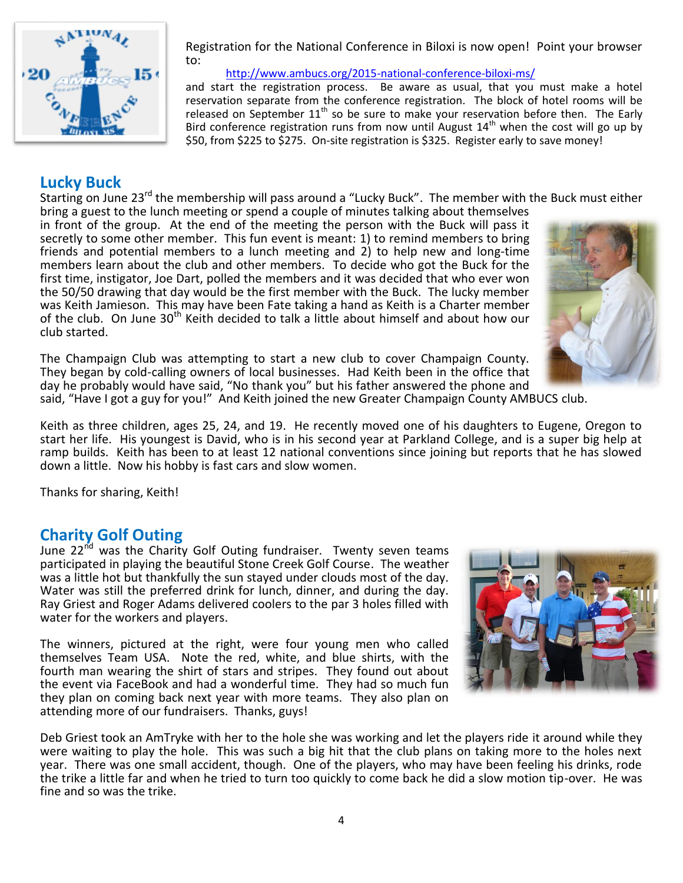Registration for the National Conference in Biloxi is now open! Point your browser to:

http://www.ambucs.org/2015-national-conference-biloxi-ms/

and start the registration process. Be aware as usual, that you must make a hotel reservation separate from the conference registration. The block of hotel rooms will be released on September 11th so be sure to make your reservation before then. The Early Bird conference registration runs from now until August 14th when the cost will go up by $50, from $225 to $275. On-site registration is $325. Register early to save money!

## Lucky Buck

Starting on June 23rd the membership will pass around a "Lucky Buck". The member with the Buck must either bring a guest to the lunch meeting or spend a couple of minutes talking about themselves in front of the group. At the end of the meeting the person with the Buck will pass it secretly to some other member. This fun event is meant: 1) to remind members to bring friends and potential members to a lunch meeting and 2) to help new and long-time members learn about the club and other members. To decide who got the Buck for the first time, instigator, Joe Dart, polled the members and it was decided that who ever won the 50/50 drawing that day would be the first member with the Buck. The lucky member was Keith Jamieson. This may have been Fate taking a hand as Keith is a Charter member of the club. On June 30th Keith decided to talk a little about himself and about how our club started.

The Champaign Club was attempting to start a new club to cover Champaign County. They began by cold-calling owners of local businesses. Had Keith been in the office that day he probably would have said, "No thank you" but his father answered the phone and said, "Have I got a guy for you!" And Keith joined the new Greater Champaign County AMBUCS club.

Keith as three children, ages 25, 24, and 19. He recently moved one of his daughters to Eugene, Oregon to start her life. His youngest is David, who is in his second year at Parkland College, and is a super big help at ramp builds. Keith has been to at least 12 national conventions since joining but reports that he has slowed down a little. Now his hobby is fast cars and slow women.

Thanks for sharing, Keith!

## Charity Golf Outing

June 22nd was the Charity Golf Outing fundraiser. Twenty seven teams participated in playing the beautiful Stone Creek Golf Course. The weather was a little hot but thankfully the sun stayed under clouds most of the day. Water was still the preferred drink for lunch, dinner, and during the day. Ray Griest and Roger Adams delivered coolers to the par 3 holes filled with water for the workers and players.

The winners, pictured at the right, were four young men who called themselves Team USA. Note the red, white, and blue shirts, with the fourth man wearing the shirt of stars and stripes. They found out about the event via FaceBook and had a wonderful time. They had so much fun they plan on coming back next year with more teams. They also plan on attending more of our fundraisers. Thanks, guys!

Deb Griest took an AmTryke with her to the hole she was working and let the players ride it around while they were waiting to play the hole. This was such a big hit that the club plans on taking more to the holes next year. There was one small accident, though. One of the players, who may have been feeling his drinks, rode the trike a little far and when he tried to turn too quickly to come back he did a slow motion tip-over. He was fine and so was the trike.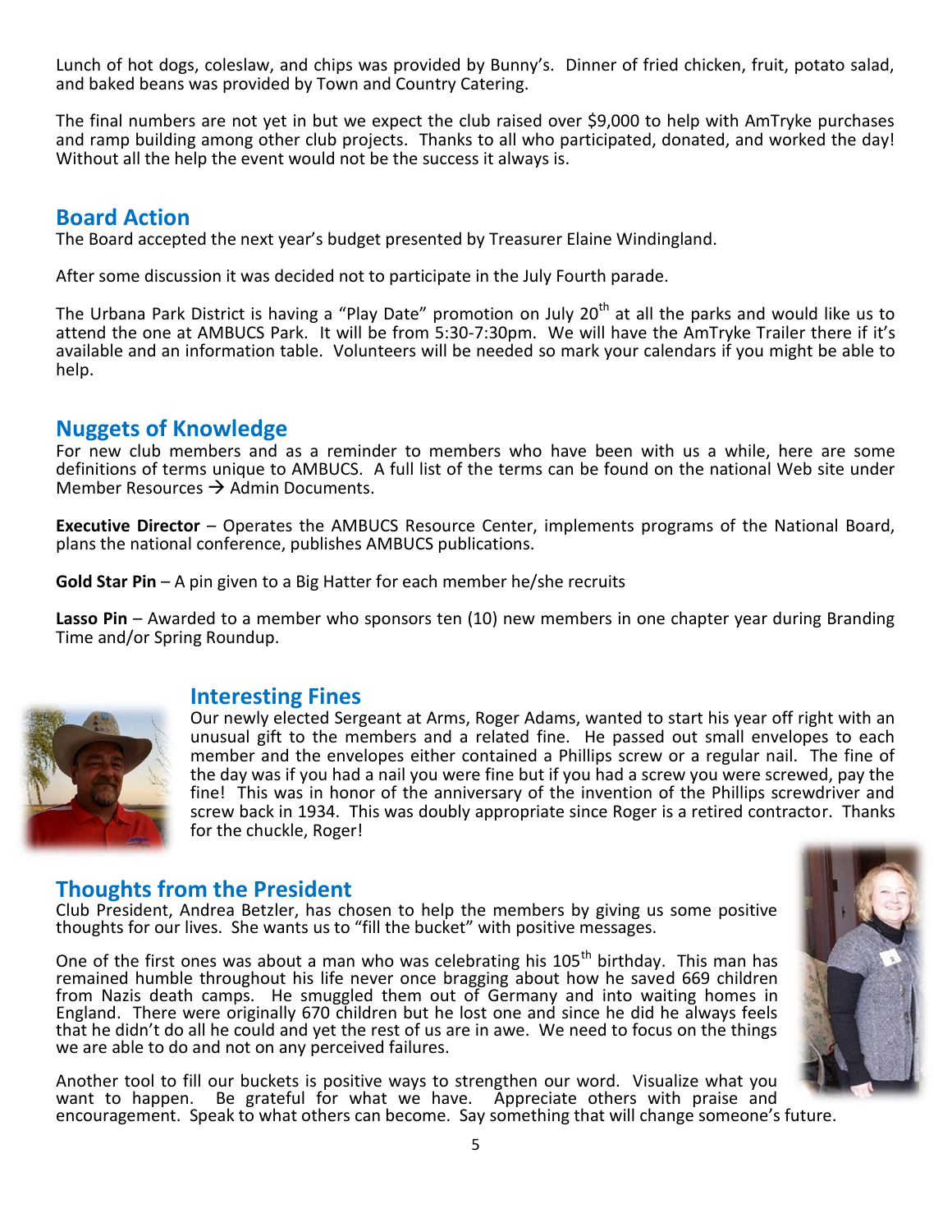Lunch of hot dogs, coleslaw, and chips was provided by Bunny's. Dinner of fried chicken, fruit, potato salad, and baked beans was provided by Town and Country Catering.

The final numbers are not yet in but we expect the club raised over $9,000 to help with AmTryke purchases and ramp building among other club projects. Thanks to all who participated, donated, and worked the day! Without all the help the event would not be the success it always is.

## Board Action

The Board accepted the next year's budget presented by Treasurer Elaine Windingland.

After some discussion it was decided not to participate in the July Fourth parade.

The Urbana Park District is having a "Play Date" promotion on July 20th at all the parks and would like us to attend the one at AMBUCS Park. It will be from 5:30-7:30pm. We will have the AmTryke Trailer there if it's available and an information table. Volunteers will be needed so mark your calendars if you might be able to help.

## Nuggets of Knowledge

For new club members and as a reminder to members who have been with us a while, here are some definitions of terms unique to AMBUCS. A full list of the terms can be found on the national Web site under Member Resources → Admin Documents.

**Executive Director** – Operates the AMBUCS Resource Center, implements programs of the National Board, plans the national conference, publishes AMBUCS publications.

**Gold Star Pin** – A pin given to a Big Hatter for each member he/she recruits

**Lasso Pin** – Awarded to a member who sponsors ten (10) new members in one chapter year during Branding Time and/or Spring Roundup.

## Interesting Fines

Our newly elected Sergeant at Arms, Roger Adams, wanted to start his year off right with an unusual gift to the members and a related fine. He passed out small envelopes to each member and the envelopes either contained a Phillips screw or a regular nail. The fine of the day was if you had a nail you were fine but if you had a screw you were screwed, pay the fine! This was in honor of the anniversary of the invention of the Phillips screwdriver and screw back in 1934. This was doubly appropriate since Roger is a retired contractor. Thanks for the chuckle, Roger!

## Thoughts from the President

Club President, Andrea Betzler, has chosen to help the members by giving us some positive thoughts for our lives. She wants us to "fill the bucket" with positive messages.

One of the first ones was about a man who was celebrating his 105th birthday. This man has remained humble throughout his life never once bragging about how he saved 669 children from Nazis death camps. He smuggled them out of Germany and into waiting homes in England. There were originally 670 children but he lost one and since he did he always feels that he didn't do all he could and yet the rest of us are in awe. We need to focus on the things we are able to do and not on any perceived failures.

Another tool to fill our buckets is positive ways to strengthen our word. Visualize what you want to happen. Be grateful for what we have. Appreciate others with praise and encouragement. Speak to what others can become. Say something that will change someone's future.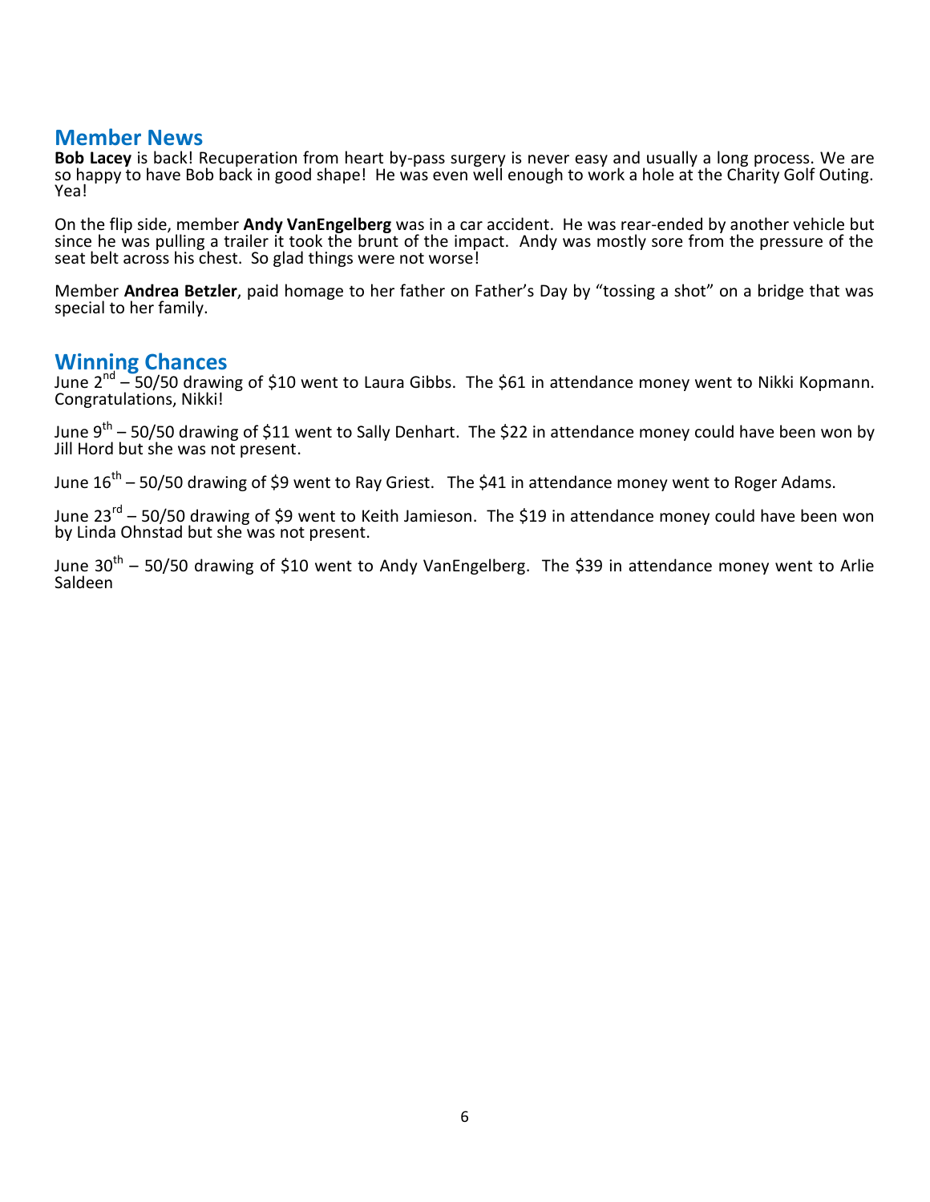## Member News

**Bob Lacey** is back! Recuperation from heart by-pass surgery is never easy and usually a long process. We are so happy to have Bob back in good shape! He was even well enough to work a hole at the Charity Golf Outing. Yea!

On the flip side, member **Andy VanEngelberg** was in a car accident. He was rear-ended by another vehicle but since he was pulling a trailer it took the brunt of the impact. Andy was mostly sore from the pressure of the seat belt across his chest. So glad things were not worse!

Member **Andrea Betzler**, paid homage to her father on Father's Day by "tossing a shot" on a bridge that was special to her family.

## Winning Chances

June 2nd – 50/50 drawing of $10 went to Laura Gibbs. The $61 in attendance money went to Nikki Kopmann. Congratulations, Nikki!

June 9th – 50/50 drawing of $11 went to Sally Denhart. The $22 in attendance money could have been won by Jill Hord but she was not present.

June 16th – 50/50 drawing of $9 went to Ray Griest. The $41 in attendance money went to Roger Adams.

June 23rd – 50/50 drawing of $9 went to Keith Jamieson. The $19 in attendance money could have been won by Linda Ohnstad but she was not present.

June 30th – 50/50 drawing of $10 went to Andy VanEngelberg. The $39 in attendance money went to Arlie Saldeen